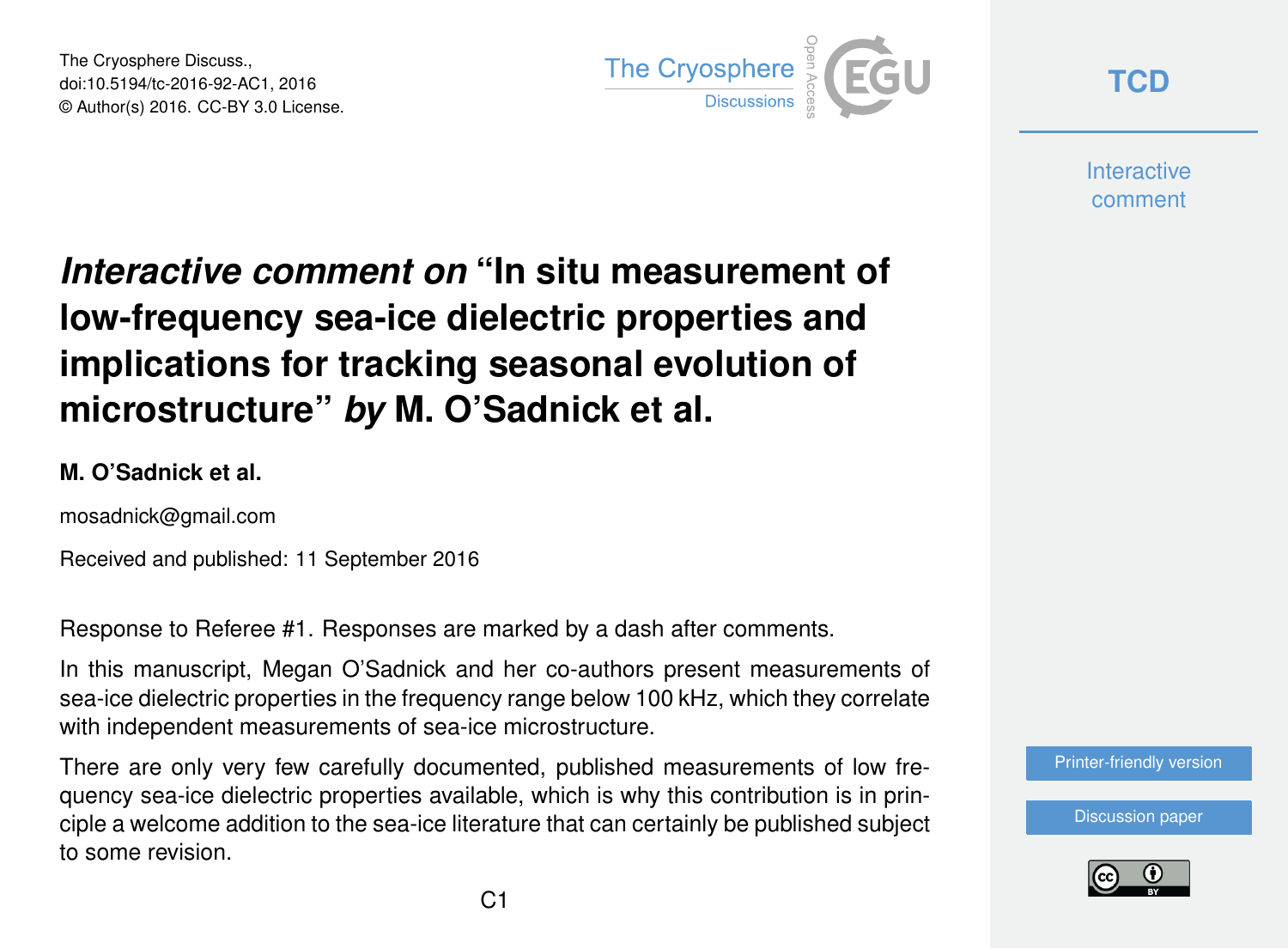# *Interactive comment on* "In situ measurement of low-frequency sea-ice dielectric properties and implications for tracking seasonal evolution of microstructure" *by* M. O'Sadnick et al.

**M. O'Sadnick et al.**

mosadnick@gmail.com

Received and published: 11 September 2016

Response to Referee #1. Responses are marked by a dash after comments.

In this manuscript, Megan O'Sadnick and her co-authors present measurements of sea-ice dielectric properties in the frequency range below 100 kHz, which they correlate with independent measurements of sea-ice microstructure.

There are only very few carefully documented, published measurements of low frequency sea-ice dielectric properties available, which is why this contribution is in principle a welcome addition to the sea-ice literature that can certainly be published subject to some revision.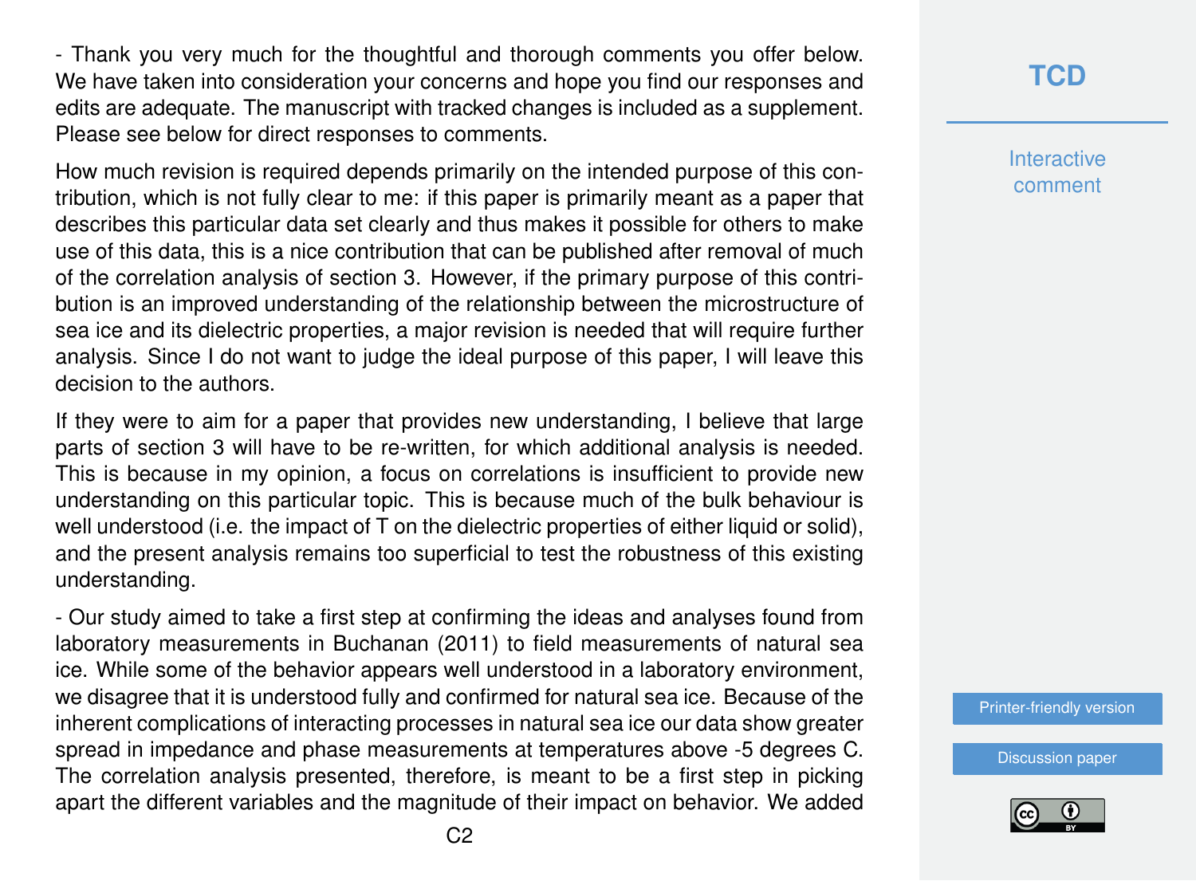- Thank you very much for the thoughtful and thorough comments you offer below. We have taken into consideration your concerns and hope you find our responses and edits are adequate. The manuscript with tracked changes is included as a supplement. Please see below for direct responses to comments.

How much revision is required depends primarily on the intended purpose of this contribution, which is not fully clear to me: if this paper is primarily meant as a paper that describes this particular data set clearly and thus makes it possible for others to make use of this data, this is a nice contribution that can be published after removal of much of the correlation analysis of section 3. However, if the primary purpose of this contribution is an improved understanding of the relationship between the microstructure of sea ice and its dielectric properties, a major revision is needed that will require further analysis. Since I do not want to judge the ideal purpose of this paper, I will leave this decision to the authors.

If they were to aim for a paper that provides new understanding, I believe that large parts of section 3 will have to be re-written, for which additional analysis is needed. This is because in my opinion, a focus on correlations is insufficient to provide new understanding on this particular topic. This is because much of the bulk behaviour is well understood (i.e. the impact of T on the dielectric properties of either liquid or solid), and the present analysis remains too superficial to test the robustness of this existing understanding.

- Our study aimed to take a first step at confirming the ideas and analyses found from laboratory measurements in Buchanan (2011) to field measurements of natural sea ice. While some of the behavior appears well understood in a laboratory environment, we disagree that it is understood fully and confirmed for natural sea ice. Because of the inherent complications of interacting processes in natural sea ice our data show greater spread in impedance and phase measurements at temperatures above -5 degrees C. The correlation analysis presented, therefore, is meant to be a first step in picking apart the different variables and the magnitude of their impact on behavior. We added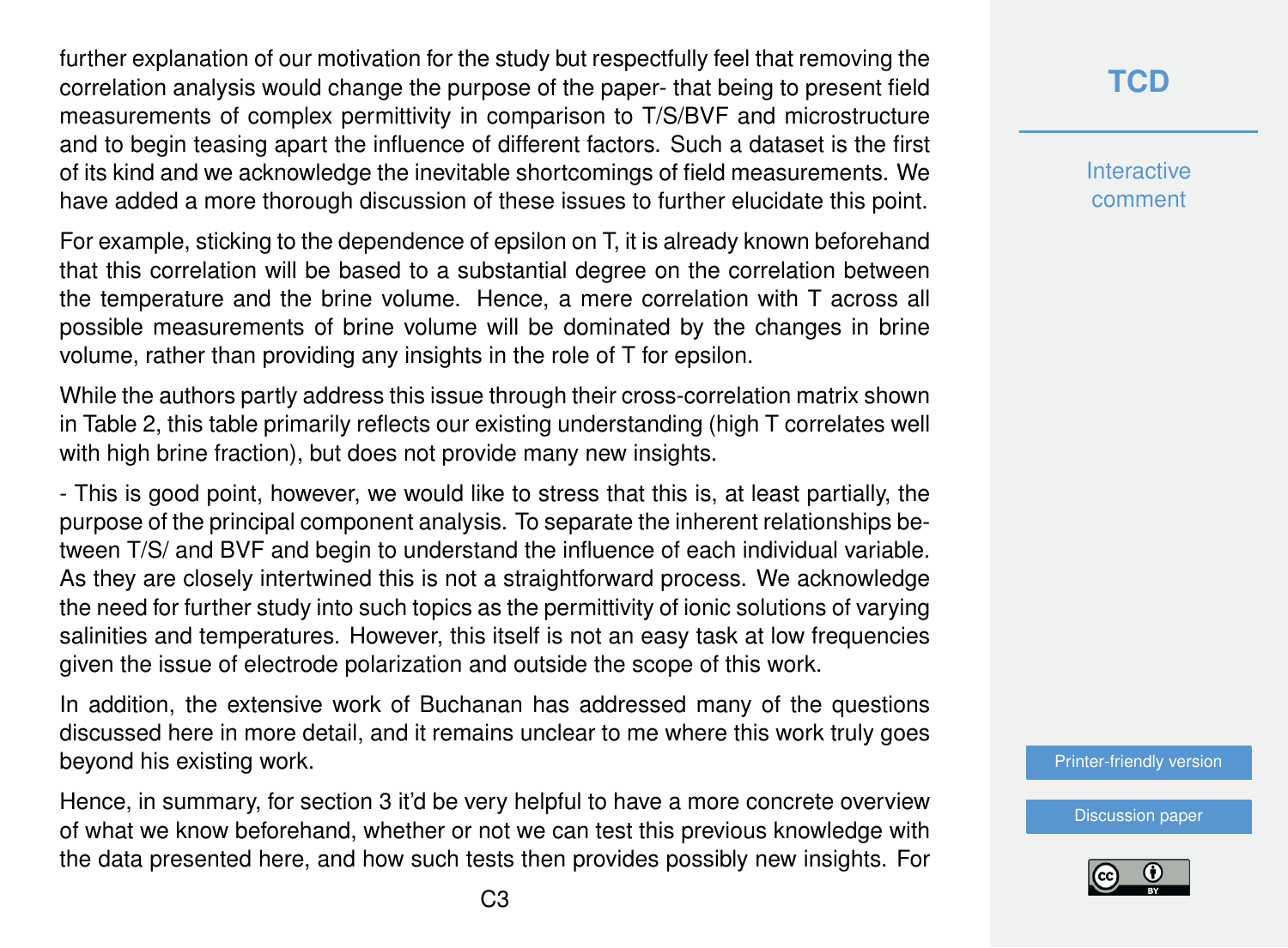further explanation of our motivation for the study but respectfully feel that removing the correlation analysis would change the purpose of the paper- that being to present field measurements of complex permittivity in comparison to T/S/BVF and microstructure and to begin teasing apart the influence of different factors. Such a dataset is the first of its kind and we acknowledge the inevitable shortcomings of field measurements. We have added a more thorough discussion of these issues to further elucidate this point.

For example, sticking to the dependence of epsilon on T, it is already known beforehand that this correlation will be based to a substantial degree on the correlation between the temperature and the brine volume. Hence, a mere correlation with T across all possible measurements of brine volume will be dominated by the changes in brine volume, rather than providing any insights in the role of T for epsilon.

While the authors partly address this issue through their cross-correlation matrix shown in Table 2, this table primarily reflects our existing understanding (high T correlates well with high brine fraction), but does not provide many new insights.

- This is good point, however, we would like to stress that this is, at least partially, the purpose of the principal component analysis. To separate the inherent relationships between T/S/ and BVF and begin to understand the influence of each individual variable. As they are closely intertwined this is not a straightforward process. We acknowledge the need for further study into such topics as the permittivity of ionic solutions of varying salinities and temperatures. However, this itself is not an easy task at low frequencies given the issue of electrode polarization and outside the scope of this work.

In addition, the extensive work of Buchanan has addressed many of the questions discussed here in more detail, and it remains unclear to me where this work truly goes beyond his existing work.

Hence, in summary, for section 3 it'd be very helpful to have a more concrete overview of what we know beforehand, whether or not we can test this previous knowledge with the data presented here, and how such tests then provides possibly new insights. For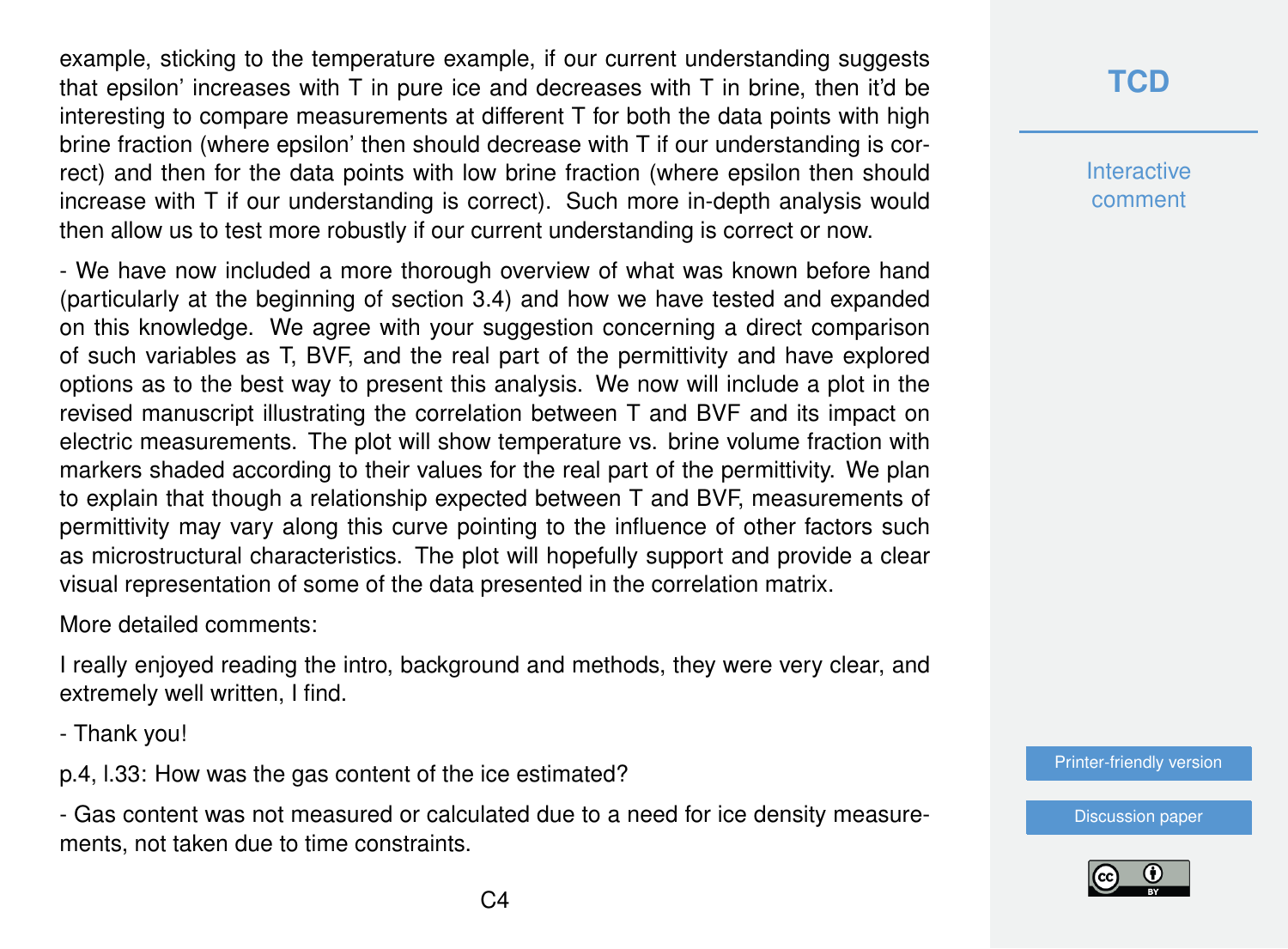example, sticking to the temperature example, if our current understanding suggests that epsilon' increases with T in pure ice and decreases with T in brine, then it'd be interesting to compare measurements at different T for both the data points with high brine fraction (where epsilon' then should decrease with T if our understanding is correct) and then for the data points with low brine fraction (where epsilon then should increase with T if our understanding is correct). Such more in-depth analysis would then allow us to test more robustly if our current understanding is correct or now.

- We have now included a more thorough overview of what was known before hand (particularly at the beginning of section 3.4) and how we have tested and expanded on this knowledge. We agree with your suggestion concerning a direct comparison of such variables as T, BVF, and the real part of the permittivity and have explored options as to the best way to present this analysis. We now will include a plot in the revised manuscript illustrating the correlation between T and BVF and its impact on electric measurements. The plot will show temperature vs. brine volume fraction with markers shaded according to their values for the real part of the permittivity. We plan to explain that though a relationship expected between T and BVF, measurements of permittivity may vary along this curve pointing to the influence of other factors such as microstructural characteristics. The plot will hopefully support and provide a clear visual representation of some of the data presented in the correlation matrix.

More detailed comments:

I really enjoyed reading the intro, background and methods, they were very clear, and extremely well written, I find.

- Thank you!

p.4, l.33: How was the gas content of the ice estimated?

- Gas content was not measured or calculated due to a need for ice density measurements, not taken due to time constraints.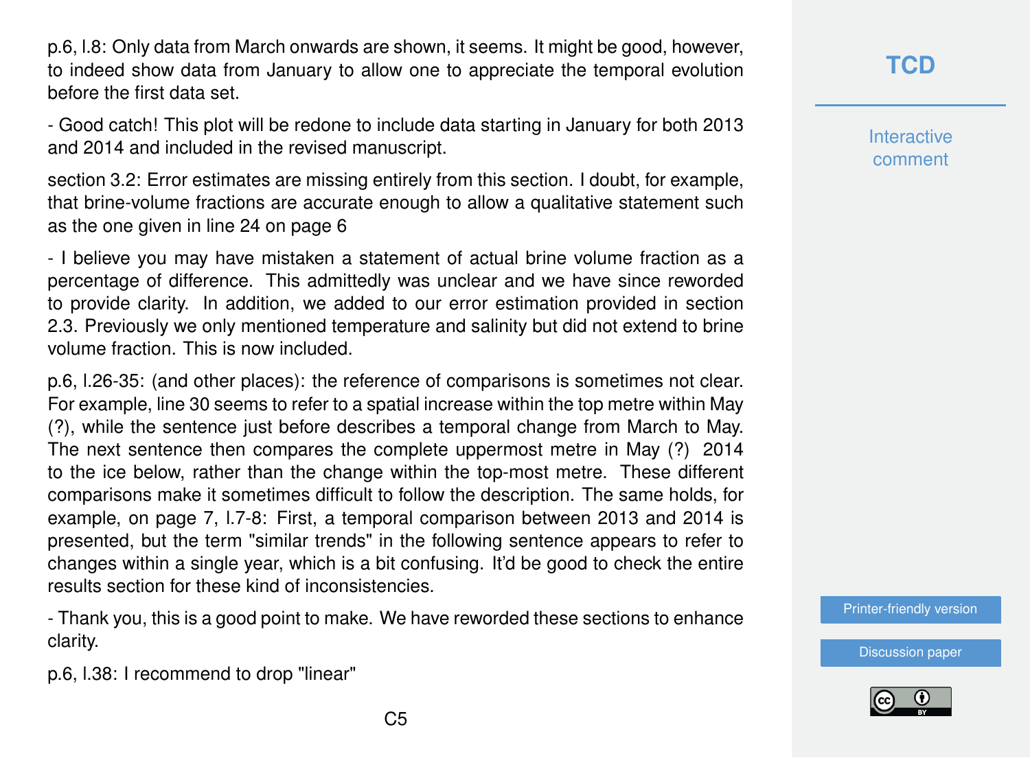p.6, l.8: Only data from March onwards are shown, it seems. It might be good, however, to indeed show data from January to allow one to appreciate the temporal evolution before the first data set.

- Good catch! This plot will be redone to include data starting in January for both 2013 and 2014 and included in the revised manuscript.

section 3.2: Error estimates are missing entirely from this section. I doubt, for example, that brine-volume fractions are accurate enough to allow a qualitative statement such as the one given in line 24 on page 6

- I believe you may have mistaken a statement of actual brine volume fraction as a percentage of difference. This admittedly was unclear and we have since reworded to provide clarity. In addition, we added to our error estimation provided in section 2.3. Previously we only mentioned temperature and salinity but did not extend to brine volume fraction. This is now included.

p.6, l.26-35: (and other places): the reference of comparisons is sometimes not clear. For example, line 30 seems to refer to a spatial increase within the top metre within May (?), while the sentence just before describes a temporal change from March to May. The next sentence then compares the complete uppermost metre in May (?) 2014 to the ice below, rather than the change within the top-most metre. These different comparisons make it sometimes difficult to follow the description. The same holds, for example, on page 7, l.7-8: First, a temporal comparison between 2013 and 2014 is presented, but the term "similar trends" in the following sentence appears to refer to changes within a single year, which is a bit confusing. It'd be good to check the entire results section for these kind of inconsistencies.

- Thank you, this is a good point to make. We have reworded these sections to enhance clarity.

p.6, l.38: I recommend to drop "linear"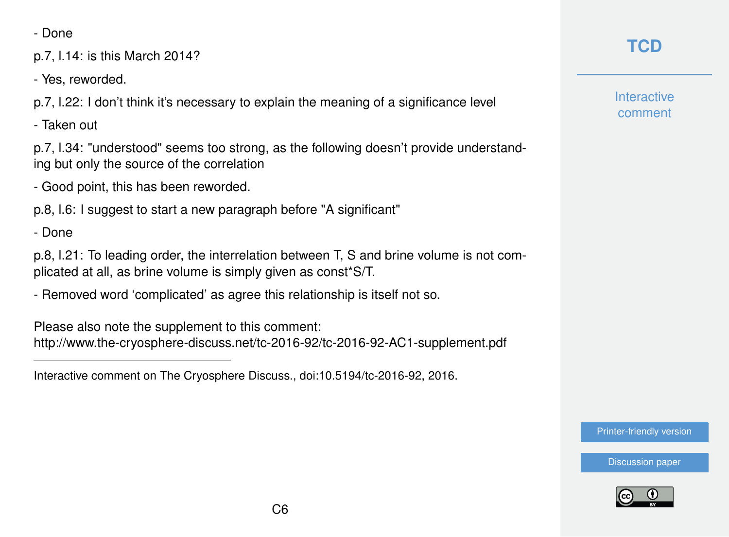- Done

p.7, l.14: is this March 2014?

- Yes, reworded.

p.7, l.22: I don't think it's necessary to explain the meaning of a significance level

- Taken out

p.7, l.34: "understood" seems too strong, as the following doesn't provide understanding but only the source of the correlation

- Good point, this has been reworded.

p.8, l.6: I suggest to start a new paragraph before "A significant"

- Done

p.8, l.21: To leading order, the interrelation between T, S and brine volume is not complicated at all, as brine volume is simply given as const*S/T.

- Removed word 'complicated' as agree this relationship is itself not so.

Please also note the supplement to this comment:
http://www.the-cryosphere-discuss.net/tc-2016-92/tc-2016-92-AC1-supplement.pdf

---

Interactive comment on The Cryosphere Discuss., doi:10.5194/tc-2016-92, 2016.